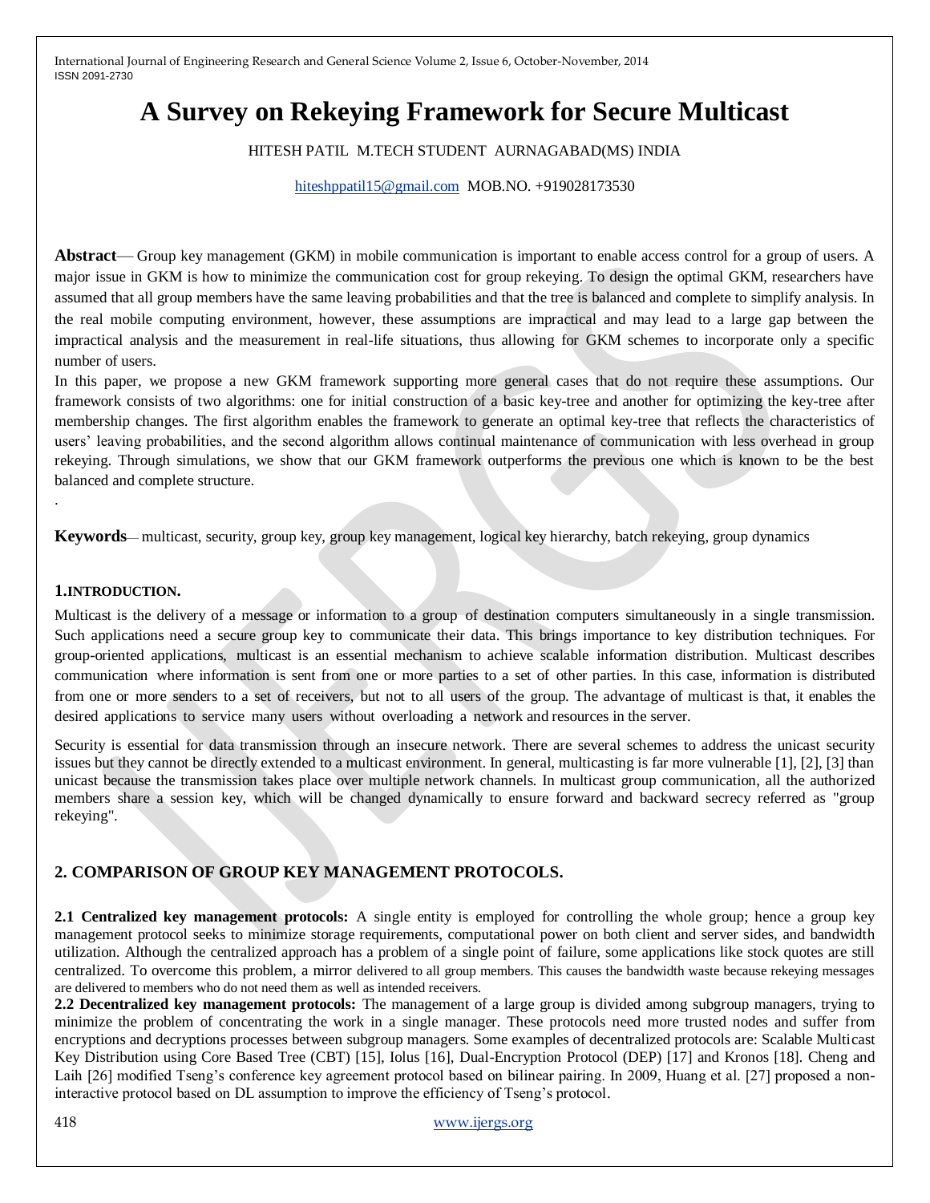# A Survey on Rekeying Framework for Secure Multicast

HITESH PATIL M.TECH STUDENT AURNAGABAD(MS) INDIA

hiteshppatil15@gmail.com MOB.NO. +919028173530

**Abstract**— Group key management (GKM) in mobile communication is important to enable access control for a group of users. A major issue in GKM is how to minimize the communication cost for group rekeying. To design the optimal GKM, researchers have assumed that all group members have the same leaving probabilities and that the tree is balanced and complete to simplify analysis. In the real mobile computing environment, however, these assumptions are impractical and may lead to a large gap between the impractical analysis and the measurement in real-life situations, thus allowing for GKM schemes to incorporate only a specific number of users.

In this paper, we propose a new GKM framework supporting more general cases that do not require these assumptions. Our framework consists of two algorithms: one for initial construction of a basic key-tree and another for optimizing the key-tree after membership changes. The first algorithm enables the framework to generate an optimal key-tree that reflects the characteristics of users' leaving probabilities, and the second algorithm allows continual maintenance of communication with less overhead in group rekeying. Through simulations, we show that our GKM framework outperforms the previous one which is known to be the best balanced and complete structure.

.

**Keywords**— multicast, security, group key, group key management, logical key hierarchy, batch rekeying, group dynamics

## 1. INTRODUCTION.

Multicast is the delivery of a message or information to a group of destination computers simultaneously in a single transmission. Such applications need a secure group key to communicate their data. This brings importance to key distribution techniques. For group-oriented applications, multicast is an essential mechanism to achieve scalable information distribution. Multicast describes communication where information is sent from one or more parties to a set of other parties. In this case, information is distributed from one or more senders to a set of receivers, but not to all users of the group. The advantage of multicast is that, it enables the desired applications to service many users without overloading a network and resources in the server.

Security is essential for data transmission through an insecure network. There are several schemes to address the unicast security issues but they cannot be directly extended to a multicast environment. In general, multicasting is far more vulnerable [1], [2], [3] than unicast because the transmission takes place over multiple network channels. In multicast group communication, all the authorized members share a session key, which will be changed dynamically to ensure forward and backward secrecy referred as "group rekeying".

## 2. COMPARISON OF GROUP KEY MANAGEMENT PROTOCOLS.

**2.1 Centralized key management protocols:** A single entity is employed for controlling the whole group; hence a group key management protocol seeks to minimize storage requirements, computational power on both client and server sides, and bandwidth utilization. Although the centralized approach has a problem of a single point of failure, some applications like stock quotes are still centralized. To overcome this problem, a mirror delivered to all group members. This causes the bandwidth waste because rekeying messages are delivered to members who do not need them as well as intended receivers.

**2.2 Decentralized key management protocols:** The management of a large group is divided among subgroup managers, trying to minimize the problem of concentrating the work in a single manager. These protocols need more trusted nodes and suffer from encryptions and decryptions processes between subgroup managers. Some examples of decentralized protocols are: Scalable Multicast Key Distribution using Core Based Tree (CBT) [15], Iolus [16], Dual-Encryption Protocol (DEP) [17] and Kronos [18]. Cheng and Laih [26] modified Tseng's conference key agreement protocol based on bilinear pairing. In 2009, Huang et al. [27] proposed a non-interactive protocol based on DL assumption to improve the efficiency of Tseng's protocol.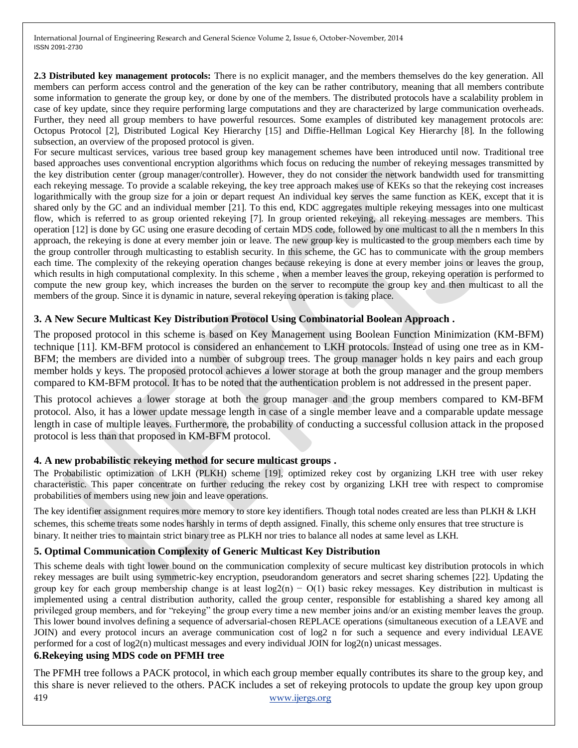**2.3 Distributed key management protocols:** There is no explicit manager, and the members themselves do the key generation. All members can perform access control and the generation of the key can be rather contributory, meaning that all members contribute some information to generate the group key, or done by one of the members. The distributed protocols have a scalability problem in case of key update, since they require performing large computations and they are characterized by large communication overheads. Further, they need all group members to have powerful resources. Some examples of distributed key management protocols are: Octopus Protocol [2], Distributed Logical Key Hierarchy [15] and Diffie-Hellman Logical Key Hierarchy [8]. In the following subsection, an overview of the proposed protocol is given.

For secure multicast services, various tree based group key management schemes have been introduced until now. Traditional tree based approaches uses conventional encryption algorithms which focus on reducing the number of rekeying messages transmitted by the key distribution center (group manager/controller). However, they do not consider the network bandwidth used for transmitting each rekeying message. To provide a scalable rekeying, the key tree approach makes use of KEKs so that the rekeying cost increases logarithmically with the group size for a join or depart request An individual key serves the same function as KEK, except that it is shared only by the GC and an individual member [21]. To this end, KDC aggregates multiple rekeying messages into one multicast flow, which is referred to as group oriented rekeying [7]. In group oriented rekeying, all rekeying messages are members. This operation [12] is done by GC using one erasure decoding of certain MDS code, followed by one multicast to all the n members In this approach, the rekeying is done at every member join or leave. The new group key is multicasted to the group members each time by the group controller through multicasting to establish security. In this scheme, the GC has to communicate with the group members each time. The complexity of the rekeying operation changes because rekeying is done at every member joins or leaves the group, which results in high computational complexity. In this scheme , when a member leaves the group, rekeying operation is performed to compute the new group key, which increases the burden on the server to recompute the group key and then multicast to all the members of the group. Since it is dynamic in nature, several rekeying operation is taking place.

## 3. A New Secure Multicast Key Distribution Protocol Using Combinatorial Boolean Approach .

The proposed protocol in this scheme is based on Key Management using Boolean Function Minimization (KM-BFM) technique [11]. KM-BFM protocol is considered an enhancement to LKH protocols. Instead of using one tree as in KM-BFM; the members are divided into a number of subgroup trees. The group manager holds n key pairs and each group member holds y keys. The proposed protocol achieves a lower storage at both the group manager and the group members compared to KM-BFM protocol. It has to be noted that the authentication problem is not addressed in the present paper.

This protocol achieves a lower storage at both the group manager and the group members compared to KM-BFM protocol. Also, it has a lower update message length in case of a single member leave and a comparable update message length in case of multiple leaves. Furthermore, the probability of conducting a successful collusion attack in the proposed protocol is less than that proposed in KM-BFM protocol.

## 4. A new probabilistic rekeying method for secure multicast groups .

The Probabilistic optimization of LKH (PLKH) scheme [19], optimized rekey cost by organizing LKH tree with user rekey characteristic. This paper concentrate on further reducing the rekey cost by organizing LKH tree with respect to compromise probabilities of members using new join and leave operations.

The key identifier assignment requires more memory to store key identifiers. Though total nodes created are less than PLKH & LKH schemes, this scheme treats some nodes harshly in terms of depth assigned. Finally, this scheme only ensures that tree structure is binary. It neither tries to maintain strict binary tree as PLKH nor tries to balance all nodes at same level as LKH.

## 5. Optimal Communication Complexity of Generic Multicast Key Distribution

This scheme deals with tight lower bound on the communication complexity of secure multicast key distribution protocols in which rekey messages are built using symmetric-key encryption, pseudorandom generators and secret sharing schemes [22]. Updating the group key for each group membership change is at least $\log_2(n) - O(1)$ basic rekey messages. Key distribution in multicast is implemented using a central distribution authority, called the group center, responsible for establishing a shared key among all privileged group members, and for "rekeying" the group every time a new member joins and/or an existing member leaves the group. This lower bound involves defining a sequence of adversarial-chosen REPLACE operations (simultaneous execution of a LEAVE and JOIN) and every protocol incurs an average communication cost of $\log_2 n$ for such a sequence and every individual LEAVE performed for a cost of $\log_2(n)$ multicast messages and every individual JOIN for $\log_2(n)$ unicast messages.

## 6.Rekeying using MDS code on PFMH tree

The PFMH tree follows a PACK protocol, in which each group member equally contributes its share to the group key, and this share is never relieved to the others. PACK includes a set of rekeying protocols to update the group key upon group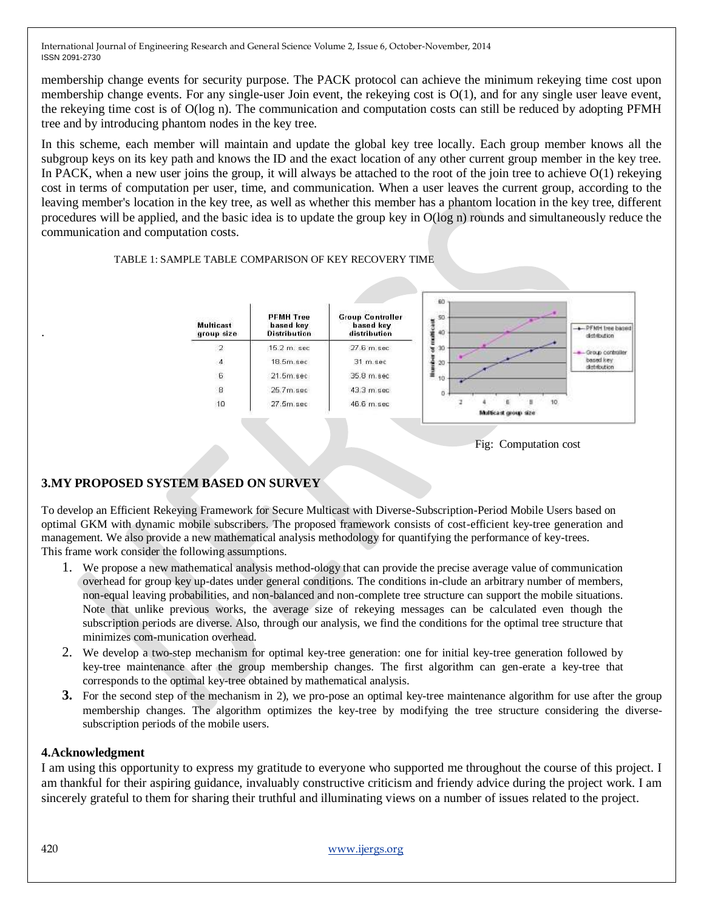membership change events for security purpose. The PACK protocol can achieve the minimum rekeying time cost upon membership change events. For any single-user Join event, the rekeying cost is O(1), and for any single user leave event, the rekeying time cost is of O(log n). The communication and computation costs can still be reduced by adopting PFMH tree and by introducing phantom nodes in the key tree.

In this scheme, each member will maintain and update the global key tree locally. Each group member knows all the subgroup keys on its key path and knows the ID and the exact location of any other current group member in the key tree. In PACK, when a new user joins the group, it will always be attached to the root of the join tree to achieve O(1) rekeying cost in terms of computation per user, time, and communication. When a user leaves the current group, according to the leaving member's location in the key tree, as well as whether this member has a phantom location in the key tree, different procedures will be applied, and the basic idea is to update the group key in O(log n) rounds and simultaneously reduce the communication and computation costs.

TABLE 1: SAMPLE TABLE COMPARISON OF KEY RECOVERY TIME

| Multicast group size | PFMH Tree based key Distribution | Group Controller based key distribution |
|---|---|---|
| 2 | 15.2 m. sec | 27.6 m.sec |
| 4 | 18.5m.sec | 31 m.sec |
| 6 | 21.5m.sec | 35.8 m.sec |
| 8 | 25.7m.sec | 43.3 m.sec |
| 10 | 27.5m.sec | 46.6 m.sec |

Fig: Computation cost

## 3.MY PROPOSED SYSTEM BASED ON SURVEY

To develop an Efficient Rekeying Framework for Secure Multicast with Diverse-Subscription-Period Mobile Users based on optimal GKM with dynamic mobile subscribers. The proposed framework consists of cost-efficient key-tree generation and management. We also provide a new mathematical analysis methodology for quantifying the performance of key-trees. This frame work consider the following assumptions.

1. We propose a new mathematical analysis method-ology that can provide the precise average value of communication overhead for group key up-dates under general conditions. The conditions in-clude an arbitrary number of members, non-equal leaving probabilities, and non-balanced and non-complete tree structure can support the mobile situations. Note that unlike previous works, the average size of rekeying messages can be calculated even though the subscription periods are diverse. Also, through our analysis, we find the conditions for the optimal tree structure that minimizes com-munication overhead.
2. We develop a two-step mechanism for optimal key-tree generation: one for initial key-tree generation followed by key-tree maintenance after the group membership changes. The first algorithm can gen-erate a key-tree that corresponds to the optimal key-tree obtained by mathematical analysis.
3. For the second step of the mechanism in 2), we pro-pose an optimal key-tree maintenance algorithm for use after the group membership changes. The algorithm optimizes the key-tree by modifying the tree structure considering the diverse-subscription periods of the mobile users.

## 4.Acknowledgment

I am using this opportunity to express my gratitude to everyone who supported me throughout the course of this project. I am thankful for their aspiring guidance, invaluably constructive criticism and friendy advice during the project work. I am sincerely grateful to them for sharing their truthful and illuminating views on a number of issues related to the project.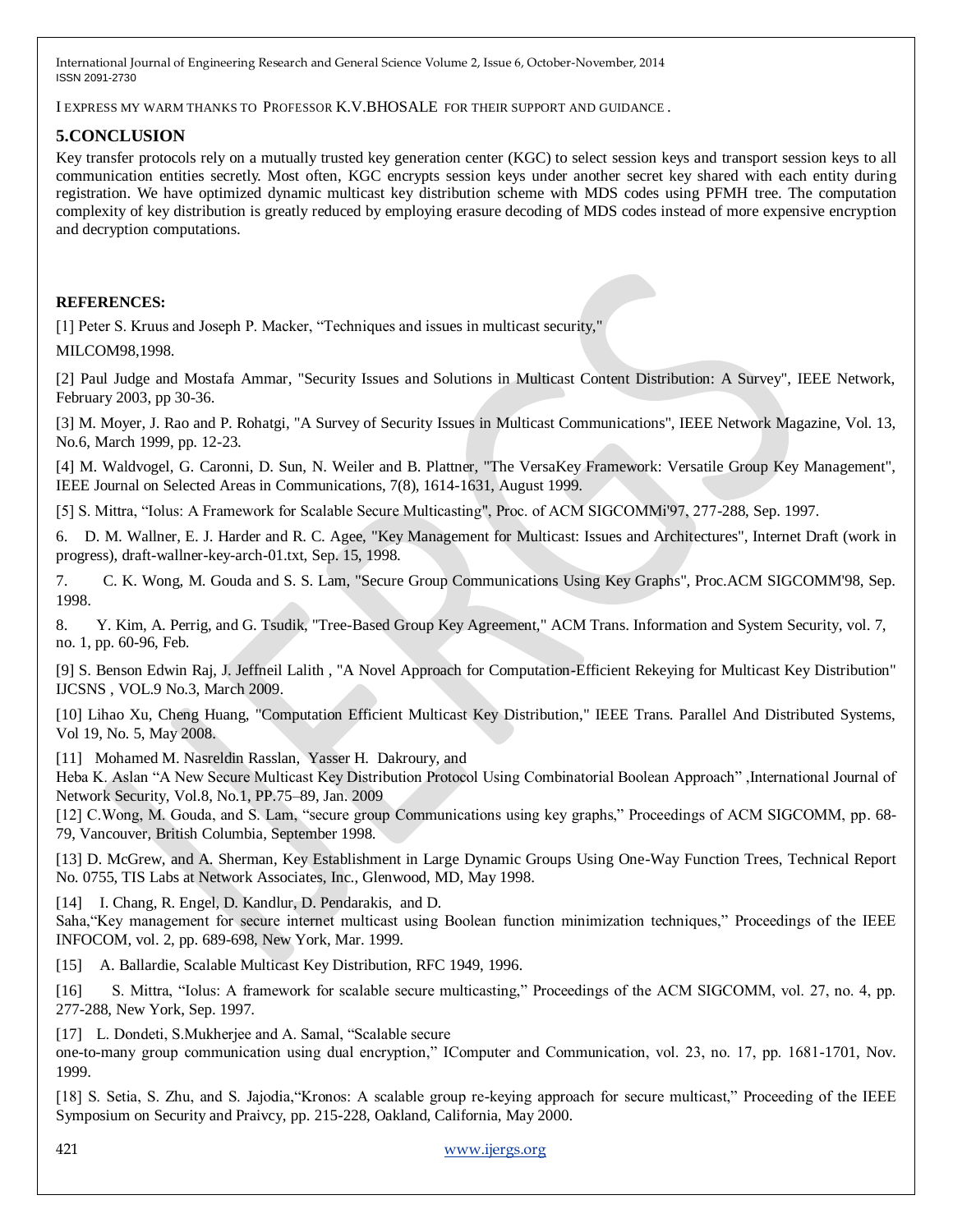I EXPRESS MY WARM THANKS TO PROFESSOR K.V.BHOSALE FOR THEIR SUPPORT AND GUIDANCE .

## 5.CONCLUSION

Key transfer protocols rely on a mutually trusted key generation center (KGC) to select session keys and transport session keys to all communication entities secretly. Most often, KGC encrypts session keys under another secret key shared with each entity during registration. We have optimized dynamic multicast key distribution scheme with MDS codes using PFMH tree. The computation complexity of key distribution is greatly reduced by employing erasure decoding of MDS codes instead of more expensive encryption and decryption computations.

**REFERENCES:**

[1] Peter S. Kruus and Joseph P. Macker, "Techniques and issues in multicast security," MILCOM98,1998.

[2] Paul Judge and Mostafa Ammar, "Security Issues and Solutions in Multicast Content Distribution: A Survey", IEEE Network, February 2003, pp 30-36.

[3] M. Moyer, J. Rao and P. Rohatgi, "A Survey of Security Issues in Multicast Communications", IEEE Network Magazine, Vol. 13, No.6, March 1999, pp. 12-23.

[4] M. Waldvogel, G. Caronni, D. Sun, N. Weiler and B. Plattner, "The VersaKey Framework: Versatile Group Key Management", IEEE Journal on Selected Areas in Communications, 7(8), 1614-1631, August 1999.

[5] S. Mittra, "Iolus: A Framework for Scalable Secure Multicasting", Proc. of ACM SIGCOMMi'97, 277-288, Sep. 1997.

6. D. M. Wallner, E. J. Harder and R. C. Agee, "Key Management for Multicast: Issues and Architectures", Internet Draft (work in progress), draft-wallner-key-arch-01.txt, Sep. 15, 1998.

7. C. K. Wong, M. Gouda and S. S. Lam, "Secure Group Communications Using Key Graphs", Proc.ACM SIGCOMM'98, Sep. 1998.

8. Y. Kim, A. Perrig, and G. Tsudik, "Tree-Based Group Key Agreement," ACM Trans. Information and System Security, vol. 7, no. 1, pp. 60-96, Feb.

[9] S. Benson Edwin Raj, J. Jeffneil Lalith , "A Novel Approach for Computation-Efficient Rekeying for Multicast Key Distribution" IJCSNS , VOL.9 No.3, March 2009.

[10] Lihao Xu, Cheng Huang, "Computation Efficient Multicast Key Distribution," IEEE Trans. Parallel And Distributed Systems, Vol 19, No. 5, May 2008.

[11] Mohamed M. Nasreldin Rasslan, Yasser H. Dakroury, and Heba K. Aslan "A New Secure Multicast Key Distribution Protocol Using Combinatorial Boolean Approach" ,International Journal of Network Security, Vol.8, No.1, PP.75–89, Jan. 2009

[12] C.Wong, M. Gouda, and S. Lam, "secure group Communications using key graphs," Proceedings of ACM SIGCOMM, pp. 68-79, Vancouver, British Columbia, September 1998.

[13] D. McGrew, and A. Sherman, Key Establishment in Large Dynamic Groups Using One-Way Function Trees, Technical Report No. 0755, TIS Labs at Network Associates, Inc., Glenwood, MD, May 1998.

[14] I. Chang, R. Engel, D. Kandlur, D. Pendarakis, and D. Saha,"Key management for secure internet multicast using Boolean function minimization techniques," Proceedings of the IEEE INFOCOM, vol. 2, pp. 689-698, New York, Mar. 1999.

[15] A. Ballardie, Scalable Multicast Key Distribution, RFC 1949, 1996.

[16] S. Mittra, "Iolus: A framework for scalable secure multicasting," Proceedings of the ACM SIGCOMM, vol. 27, no. 4, pp. 277-288, New York, Sep. 1997.

[17] L. Dondeti, S.Mukherjee and A. Samal, "Scalable secure one-to-many group communication using dual encryption," IComputer and Communication, vol. 23, no. 17, pp. 1681-1701, Nov. 1999.

[18] S. Setia, S. Zhu, and S. Jajodia,"Kronos: A scalable group re-keying approach for secure multicast," Proceeding of the IEEE Symposium on Security and Praivcy, pp. 215-228, Oakland, California, May 2000.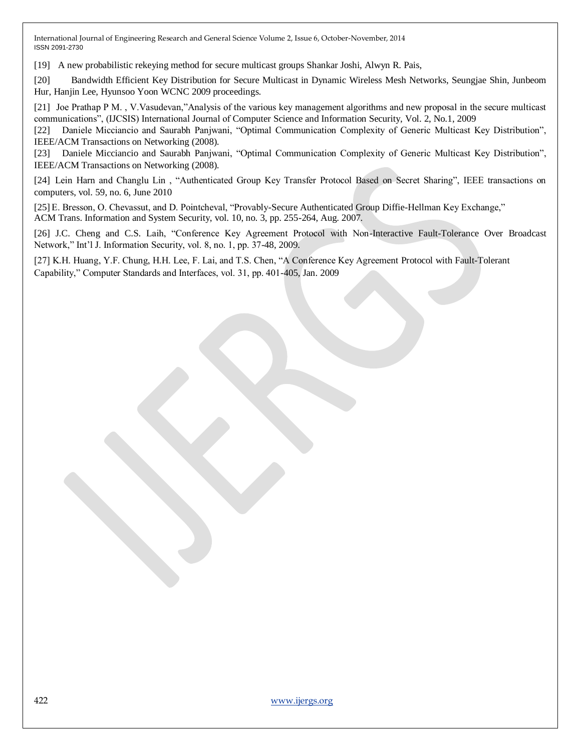[19] A new probabilistic rekeying method for secure multicast groups Shankar Joshi, Alwyn R. Pais,

[20] Bandwidth Efficient Key Distribution for Secure Multicast in Dynamic Wireless Mesh Networks, Seungjae Shin, Junbeom Hur, Hanjin Lee, Hyunsoo Yoon WCNC 2009 proceedings.

[21] Joe Prathap P M. , V.Vasudevan,"Analysis of the various key management algorithms and new proposal in the secure multicast communications", (IJCSIS) International Journal of Computer Science and Information Security, Vol. 2, No.1, 2009

[22] Daniele Micciancio and Saurabh Panjwani, "Optimal Communication Complexity of Generic Multicast Key Distribution", IEEE/ACM Transactions on Networking (2008).

[23] Daniele Micciancio and Saurabh Panjwani, "Optimal Communication Complexity of Generic Multicast Key Distribution", IEEE/ACM Transactions on Networking (2008).

[24] Lein Harn and Changlu Lin , "Authenticated Group Key Transfer Protocol Based on Secret Sharing", IEEE transactions on computers, vol. 59, no. 6, June 2010

[25] E. Bresson, O. Chevassut, and D. Pointcheval, "Provably-Secure Authenticated Group Diffie-Hellman Key Exchange," ACM Trans. Information and System Security, vol. 10, no. 3, pp. 255-264, Aug. 2007.

[26] J.C. Cheng and C.S. Laih, "Conference Key Agreement Protocol with Non-Interactive Fault-Tolerance Over Broadcast Network," Int'l J. Information Security, vol. 8, no. 1, pp. 37-48, 2009.

[27] K.H. Huang, Y.F. Chung, H.H. Lee, F. Lai, and T.S. Chen, "A Conference Key Agreement Protocol with Fault-Tolerant Capability," Computer Standards and Interfaces, vol. 31, pp. 401-405, Jan. 2009